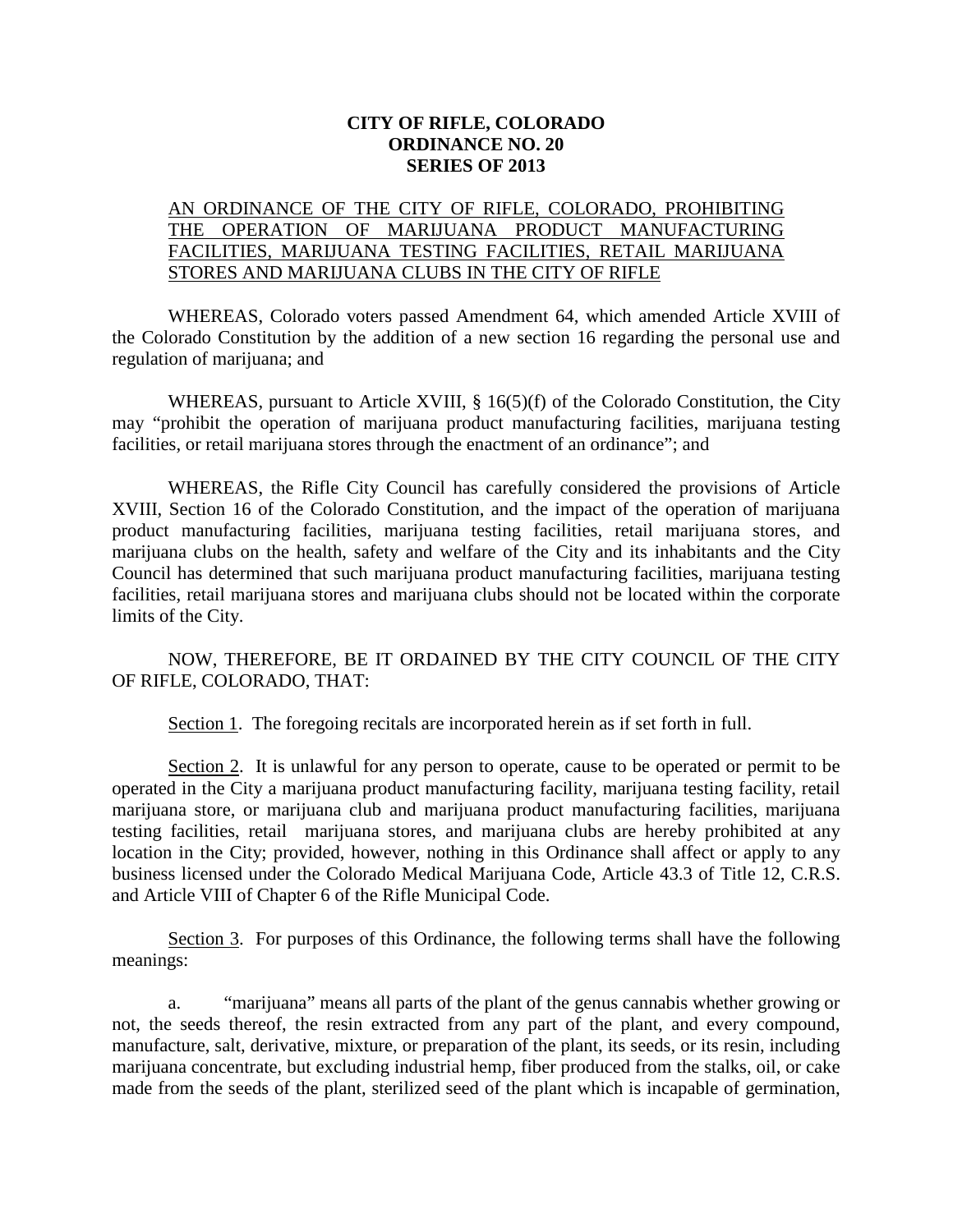**CITY OF RIFLE, COLORADO**
**ORDINANCE NO. 20**
**SERIES OF 2013**

AN ORDINANCE OF THE CITY OF RIFLE, COLORADO, PROHIBITING THE OPERATION OF MARIJUANA PRODUCT MANUFACTURING FACILITIES, MARIJUANA TESTING FACILITIES, RETAIL MARIJUANA STORES AND MARIJUANA CLUBS IN THE CITY OF RIFLE

WHEREAS, Colorado voters passed Amendment 64, which amended Article XVIII of the Colorado Constitution by the addition of a new section 16 regarding the personal use and regulation of marijuana; and

WHEREAS, pursuant to Article XVIII, § 16(5)(f) of the Colorado Constitution, the City may "prohibit the operation of marijuana product manufacturing facilities, marijuana testing facilities, or retail marijuana stores through the enactment of an ordinance"; and

WHEREAS, the Rifle City Council has carefully considered the provisions of Article XVIII, Section 16 of the Colorado Constitution, and the impact of the operation of marijuana product manufacturing facilities, marijuana testing facilities, retail marijuana stores, and marijuana clubs on the health, safety and welfare of the City and its inhabitants and the City Council has determined that such marijuana product manufacturing facilities, marijuana testing facilities, retail marijuana stores and marijuana clubs should not be located within the corporate limits of the City.

NOW, THEREFORE, BE IT ORDAINED BY THE CITY COUNCIL OF THE CITY OF RIFLE, COLORADO, THAT:

Section 1. The foregoing recitals are incorporated herein as if set forth in full.

Section 2. It is unlawful for any person to operate, cause to be operated or permit to be operated in the City a marijuana product manufacturing facility, marijuana testing facility, retail marijuana store, or marijuana club and marijuana product manufacturing facilities, marijuana testing facilities, retail marijuana stores, and marijuana clubs are hereby prohibited at any location in the City; provided, however, nothing in this Ordinance shall affect or apply to any business licensed under the Colorado Medical Marijuana Code, Article 43.3 of Title 12, C.R.S. and Article VIII of Chapter 6 of the Rifle Municipal Code.

Section 3. For purposes of this Ordinance, the following terms shall have the following meanings:

a. "marijuana" means all parts of the plant of the genus cannabis whether growing or not, the seeds thereof, the resin extracted from any part of the plant, and every compound, manufacture, salt, derivative, mixture, or preparation of the plant, its seeds, or its resin, including marijuana concentrate, but excluding industrial hemp, fiber produced from the stalks, oil, or cake made from the seeds of the plant, sterilized seed of the plant which is incapable of germination,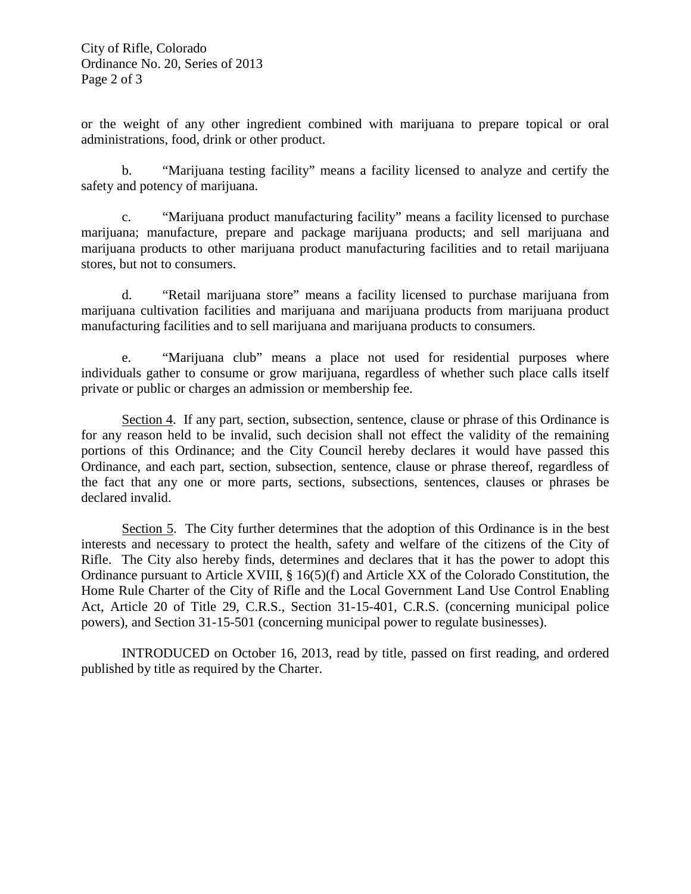or the weight of any other ingredient combined with marijuana to prepare topical or oral administrations, food, drink or other product.

b. "Marijuana testing facility" means a facility licensed to analyze and certify the safety and potency of marijuana.

c. "Marijuana product manufacturing facility" means a facility licensed to purchase marijuana; manufacture, prepare and package marijuana products; and sell marijuana and marijuana products to other marijuana product manufacturing facilities and to retail marijuana stores, but not to consumers.

d. "Retail marijuana store" means a facility licensed to purchase marijuana from marijuana cultivation facilities and marijuana and marijuana products from marijuana product manufacturing facilities and to sell marijuana and marijuana products to consumers.

e. "Marijuana club" means a place not used for residential purposes where individuals gather to consume or grow marijuana, regardless of whether such place calls itself private or public or charges an admission or membership fee.

Section 4. If any part, section, subsection, sentence, clause or phrase of this Ordinance is for any reason held to be invalid, such decision shall not effect the validity of the remaining portions of this Ordinance; and the City Council hereby declares it would have passed this Ordinance, and each part, section, subsection, sentence, clause or phrase thereof, regardless of the fact that any one or more parts, sections, subsections, sentences, clauses or phrases be declared invalid.

Section 5. The City further determines that the adoption of this Ordinance is in the best interests and necessary to protect the health, safety and welfare of the citizens of the City of Rifle. The City also hereby finds, determines and declares that it has the power to adopt this Ordinance pursuant to Article XVIII, § 16(5)(f) and Article XX of the Colorado Constitution, the Home Rule Charter of the City of Rifle and the Local Government Land Use Control Enabling Act, Article 20 of Title 29, C.R.S., Section 31-15-401, C.R.S. (concerning municipal police powers), and Section 31-15-501 (concerning municipal power to regulate businesses).

INTRODUCED on October 16, 2013, read by title, passed on first reading, and ordered published by title as required by the Charter.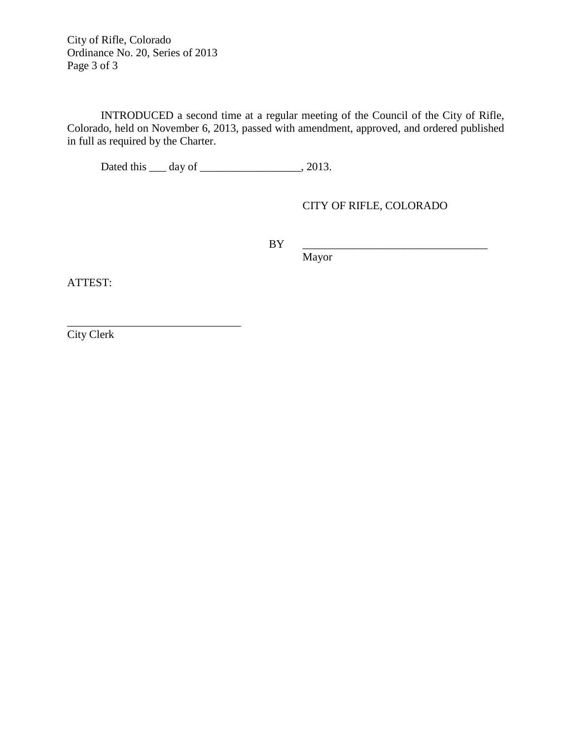INTRODUCED a second time at a regular meeting of the Council of the City of Rifle, Colorado, held on November 6, 2013, passed with amendment, approved, and ordered published in full as required by the Charter.

Dated this ___ day of __________________, 2013.

CITY OF RIFLE, COLORADO

BY _________________________________
Mayor

ATTEST:

_______________________________
City Clerk